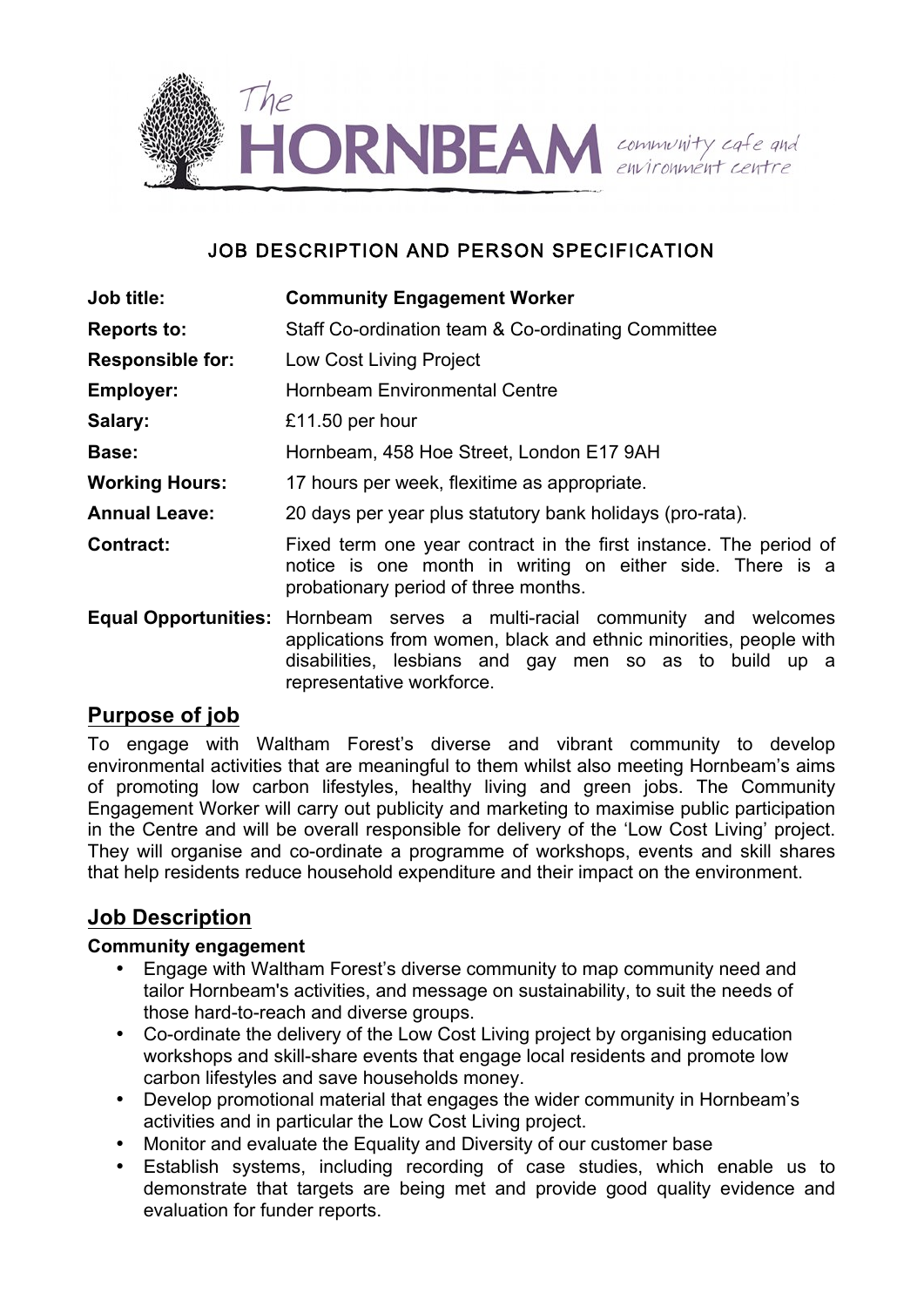The HORNBEAM community cafe and environment centre

## JOB DESCRIPTION AND PERSON SPECIFICATION

| | |
|---|---|
| **Job title:** | **Community Engagement Worker** |
| **Reports to:** | Staff Co-ordination team & Co-ordinating Committee |
| **Responsible for:** | Low Cost Living Project |
| **Employer:** | Hornbeam Environmental Centre |
| **Salary:** | £11.50 per hour |
| **Base:** | Hornbeam, 458 Hoe Street, London E17 9AH |
| **Working Hours:** | 17 hours per week, flexitime as appropriate. |
| **Annual Leave:** | 20 days per year plus statutory bank holidays (pro-rata). |
| **Contract:** | Fixed term one year contract in the first instance. The period of notice is one month in writing on either side. There is a probationary period of three months. |
| **Equal Opportunities:** | Hornbeam serves a multi-racial community and welcomes applications from women, black and ethnic minorities, people with disabilities, lesbians and gay men so as to build up a representative workforce. |

## Purpose of job

To engage with Waltham Forest's diverse and vibrant community to develop environmental activities that are meaningful to them whilst also meeting Hornbeam's aims of promoting low carbon lifestyles, healthy living and green jobs. The Community Engagement Worker will carry out publicity and marketing to maximise public participation in the Centre and will be overall responsible for delivery of the 'Low Cost Living' project. They will organise and co-ordinate a programme of workshops, events and skill shares that help residents reduce household expenditure and their impact on the environment.

## Job Description

### Community engagement

- Engage with Waltham Forest's diverse community to map community need and tailor Hornbeam's activities, and message on sustainability, to suit the needs of those hard-to-reach and diverse groups.
- Co-ordinate the delivery of the Low Cost Living project by organising education workshops and skill-share events that engage local residents and promote low carbon lifestyles and save households money.
- Develop promotional material that engages the wider community in Hornbeam's activities and in particular the Low Cost Living project.
- Monitor and evaluate the Equality and Diversity of our customer base
- Establish systems, including recording of case studies, which enable us to demonstrate that targets are being met and provide good quality evidence and evaluation for funder reports.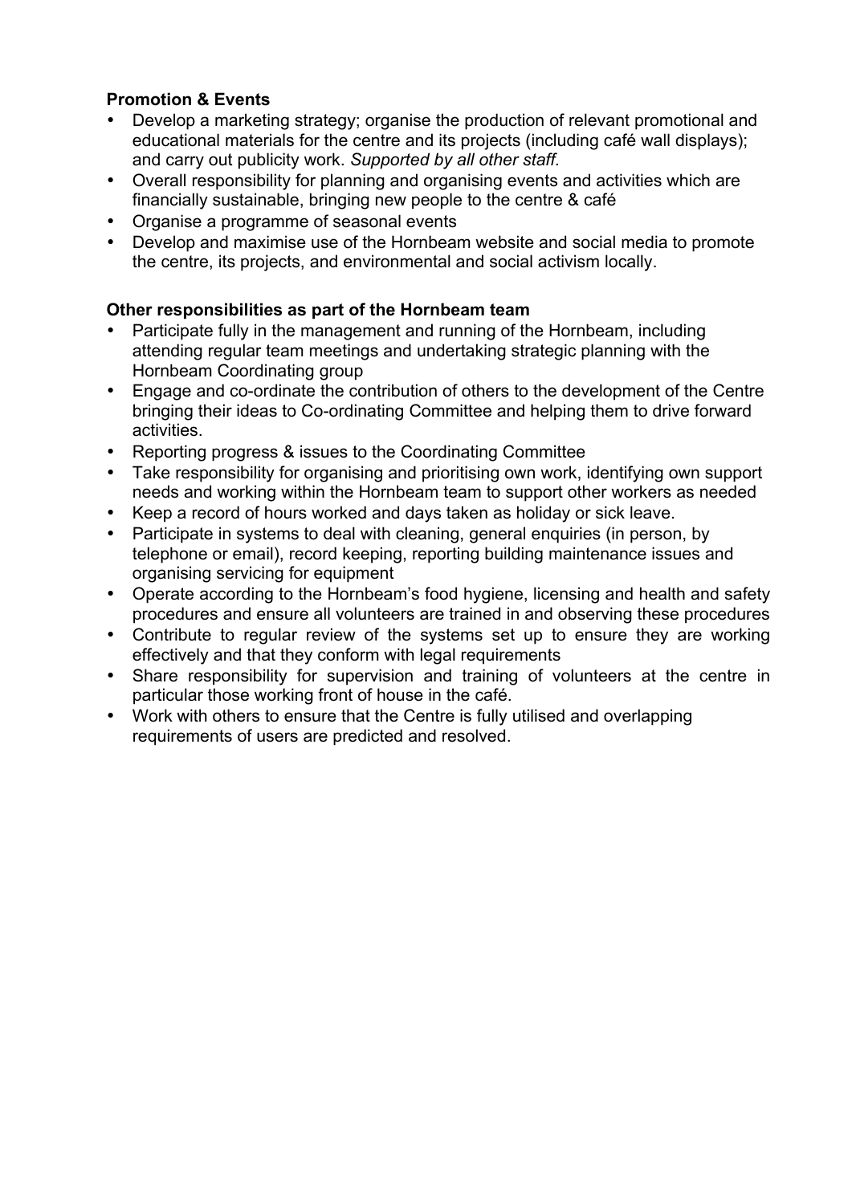**Promotion & Events**

- Develop a marketing strategy; organise the production of relevant promotional and educational materials for the centre and its projects (including café wall displays); and carry out publicity work. *Supported by all other staff.*
- Overall responsibility for planning and organising events and activities which are financially sustainable, bringing new people to the centre & café
- Organise a programme of seasonal events
- Develop and maximise use of the Hornbeam website and social media to promote the centre, its projects, and environmental and social activism locally.

**Other responsibilities as part of the Hornbeam team**

- Participate fully in the management and running of the Hornbeam, including attending regular team meetings and undertaking strategic planning with the Hornbeam Coordinating group
- Engage and co-ordinate the contribution of others to the development of the Centre bringing their ideas to Co-ordinating Committee and helping them to drive forward activities.
- Reporting progress & issues to the Coordinating Committee
- Take responsibility for organising and prioritising own work, identifying own support needs and working within the Hornbeam team to support other workers as needed
- Keep a record of hours worked and days taken as holiday or sick leave.
- Participate in systems to deal with cleaning, general enquiries (in person, by telephone or email), record keeping, reporting building maintenance issues and organising servicing for equipment
- Operate according to the Hornbeam's food hygiene, licensing and health and safety procedures and ensure all volunteers are trained in and observing these procedures
- Contribute to regular review of the systems set up to ensure they are working effectively and that they conform with legal requirements
- Share responsibility for supervision and training of volunteers at the centre in particular those working front of house in the café.
- Work with others to ensure that the Centre is fully utilised and overlapping requirements of users are predicted and resolved.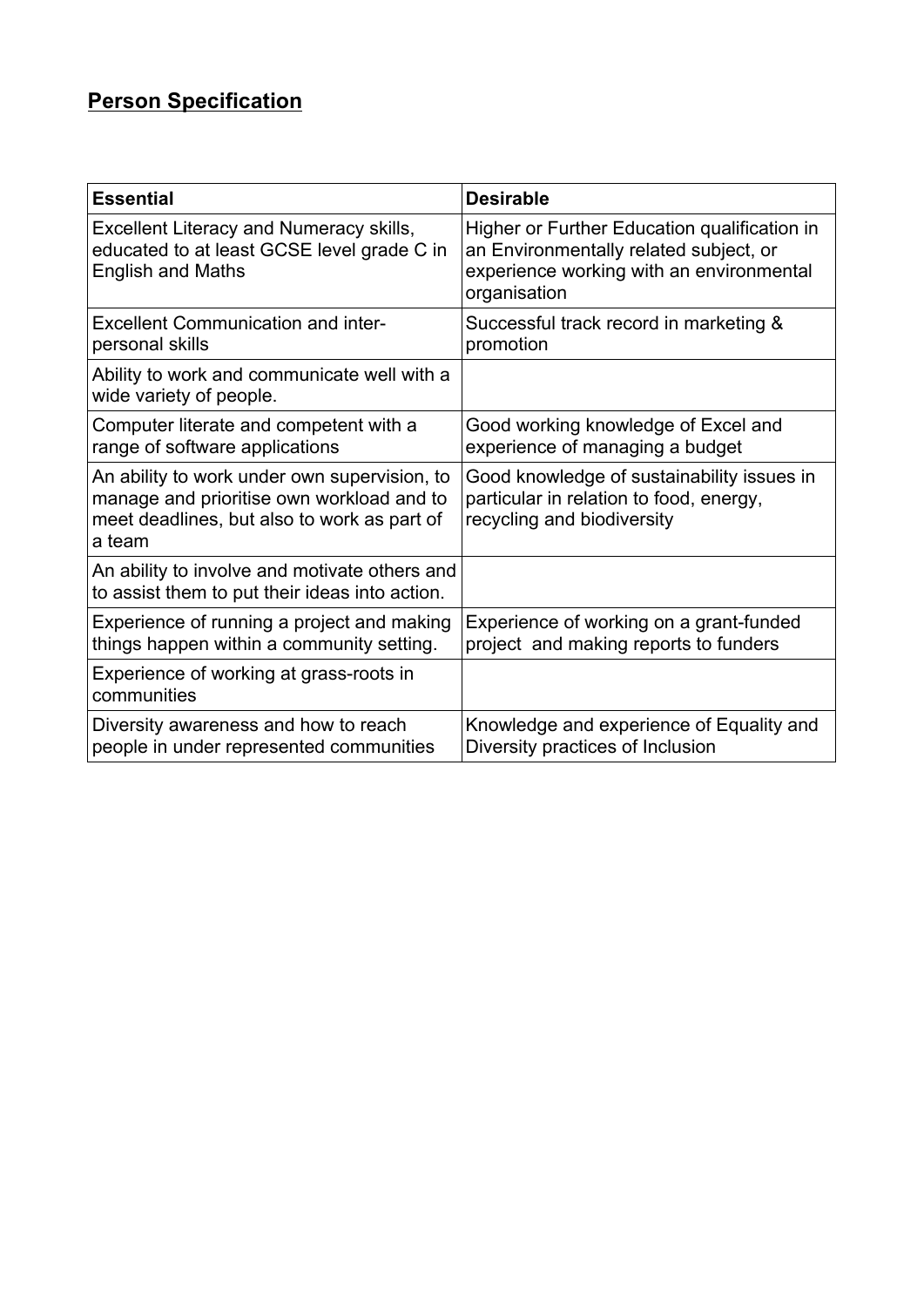## Person Specification

| Essential | Desirable |
|---|---|
| Excellent Literacy and Numeracy skills, educated to at least GCSE level grade C in English and Maths | Higher or Further Education qualification in an Environmentally related subject, or experience working with an environmental organisation |
| Excellent Communication and inter-personal skills | Successful track record in marketing & promotion |
| Ability to work and communicate well with a wide variety of people. | |
| Computer literate and competent with a range of software applications | Good working knowledge of Excel and experience of managing a budget |
| An ability to work under own supervision, to manage and prioritise own workload and to meet deadlines, but also to work as part of a team | Good knowledge of sustainability issues in particular in relation to food, energy, recycling and biodiversity |
| An ability to involve and motivate others and to assist them to put their ideas into action. | |
| Experience of running a project and making things happen within a community setting. | Experience of working on a grant-funded project and making reports to funders |
| Experience of working at grass-roots in communities | |
| Diversity awareness and how to reach people in under represented communities | Knowledge and experience of Equality and Diversity practices of Inclusion |